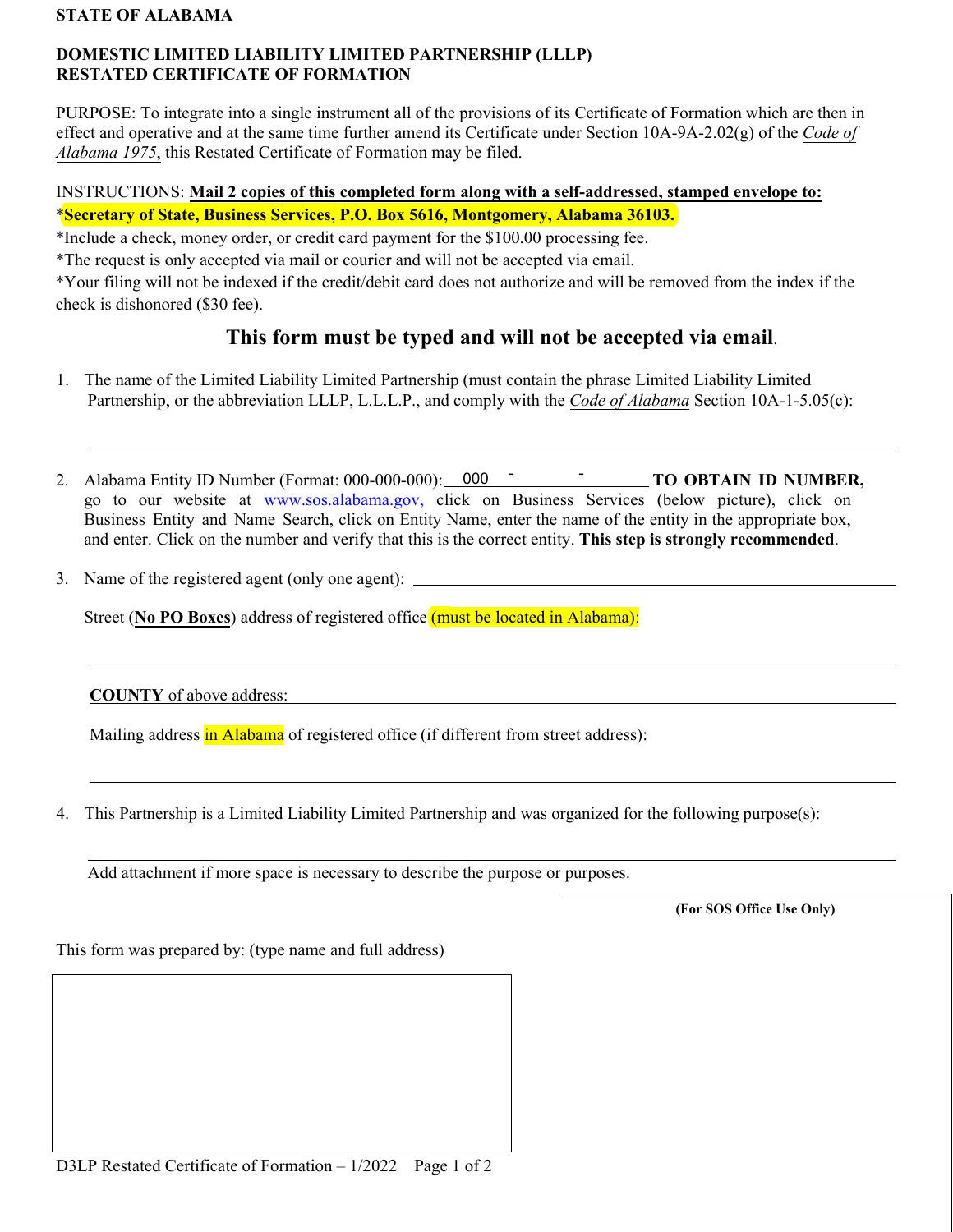**STATE OF ALABAMA**

**DOMESTIC LIMITED LIABILITY LIMITED PARTNERSHIP (LLLP)**
**RESTATED CERTIFICATE OF FORMATION**

PURPOSE: To integrate into a single instrument all of the provisions of its Certificate of Formation which are then in effect and operative and at the same time further amend its Certificate under Section 10A-9A-2.02(g) of the *Code of Alabama 1975*, this Restated Certificate of Formation may be filed.

INSTRUCTIONS: **Mail 2 copies of this completed form along with a self-addressed, stamped envelope to:**
***Secretary of State, Business Services, P.O. Box 5616, Montgomery, Alabama 36103.**
*Include a check, money order, or credit card payment for the $100.00 processing fee.
*The request is only accepted via mail or courier and will not be accepted via email.
*Your filing will not be indexed if the credit/debit card does not authorize and will be removed from the index if the check is dishonored ($30 fee).

## This form must be typed and will not be accepted via email.

1. The name of the Limited Liability Limited Partnership (must contain the phrase Limited Liability Limited Partnership, or the abbreviation LLLP, L.L.L.P., and comply with the *Code of Alabama* Section 10A-1-5.05(c):

   ______________________________________________

2. Alabama Entity ID Number (Format: 000-000-000): 000 - ______ - ______ **TO OBTAIN ID NUMBER,** go to our website at www.sos.alabama.gov, click on Business Services (below picture), click on Business Entity and Name Search, click on Entity Name, enter the name of the entity in the appropriate box, and enter. Click on the number and verify that this is the correct entity. **This step is strongly recommended**.

3. Name of the registered agent (only one agent): ______________________________________________

   Street (**No PO Boxes**) address of registered office (must be located in Alabama):

   ______________________________________________

   **COUNTY** of above address: ______________________________________________

   Mailing address in Alabama of registered office (if different from street address):

   ______________________________________________

4. This Partnership is a Limited Liability Limited Partnership and was organized for the following purpose(s):

   ______________________________________________

   Add attachment if more space is necessary to describe the purpose or purposes.

This form was prepared by: (type name and full address)

**(For SOS Office Use Only)**

D3LP Restated Certificate of Formation – 1/2022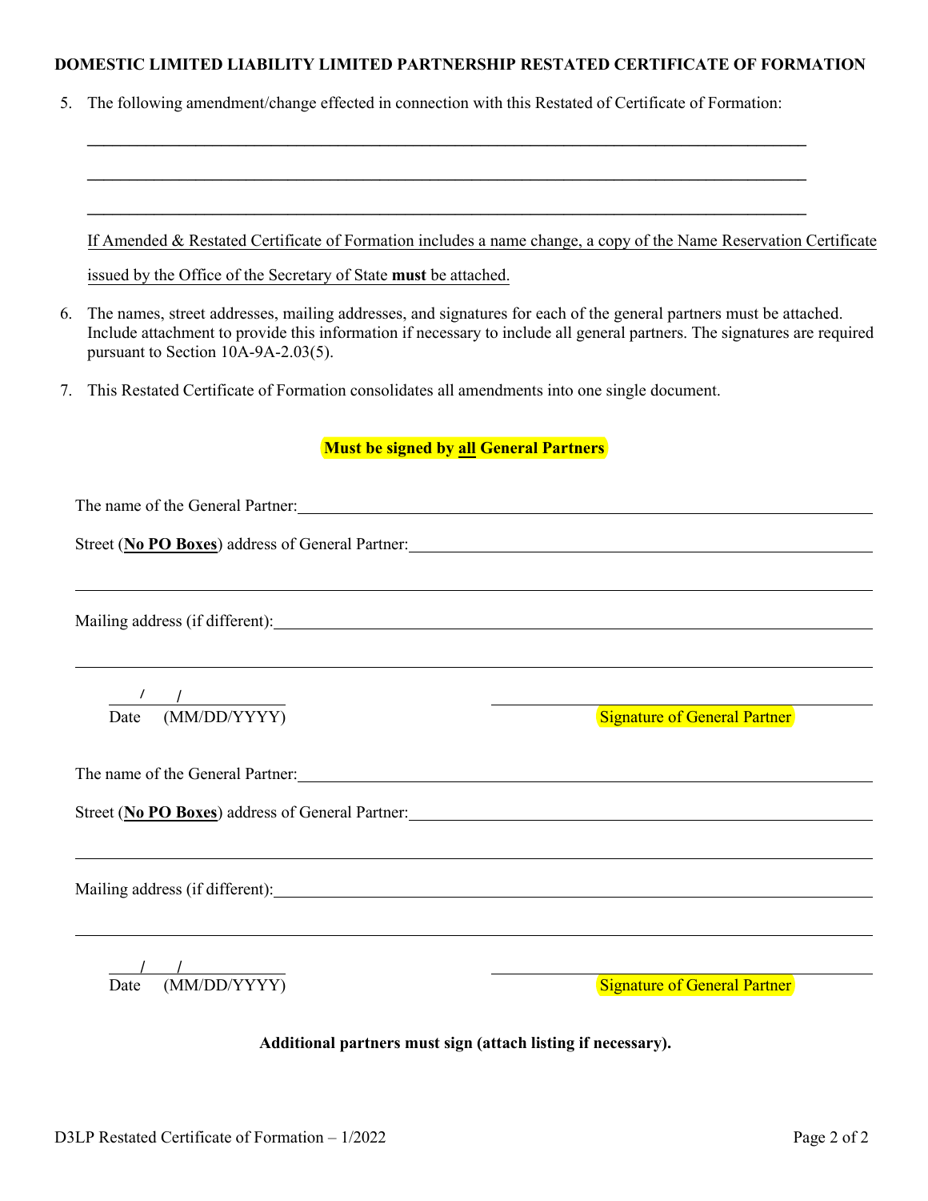**DOMESTIC LIMITED LIABILITY LIMITED PARTNERSHIP RESTATED CERTIFICATE OF FORMATION**

5. The following amendment/change effected in connection with this Restated of Certificate of Formation:

   \_\_\_\_\_\_\_\_\_\_\_\_\_\_\_\_\_\_\_\_\_\_\_\_\_\_\_\_\_\_\_\_\_\_\_\_\_\_\_\_\_\_\_\_\_\_\_\_\_\_\_\_\_\_\_\_\_\_\_\_\_\_\_\_\_\_\_\_\_\_\_\_\_\_\_\_

   \_\_\_\_\_\_\_\_\_\_\_\_\_\_\_\_\_\_\_\_\_\_\_\_\_\_\_\_\_\_\_\_\_\_\_\_\_\_\_\_\_\_\_\_\_\_\_\_\_\_\_\_\_\_\_\_\_\_\_\_\_\_\_\_\_\_\_\_\_\_\_\_\_\_\_\_

   \_\_\_\_\_\_\_\_\_\_\_\_\_\_\_\_\_\_\_\_\_\_\_\_\_\_\_\_\_\_\_\_\_\_\_\_\_\_\_\_\_\_\_\_\_\_\_\_\_\_\_\_\_\_\_\_\_\_\_\_\_\_\_\_\_\_\_\_\_\_\_\_\_\_\_\_

   <u>If Amended & Restated Certificate of Formation includes a name change, a copy of the Name Reservation Certificate issued by the Office of the Secretary of State **must** be attached.</u>

6. The names, street addresses, mailing addresses, and signatures for each of the general partners must be attached. Include attachment to provide this information if necessary to include all general partners. The signatures are required pursuant to Section 10A-9A-2.03(5).

7. This Restated Certificate of Formation consolidates all amendments into one single document.

**Must be signed by <u>all</u> General Partners**

The name of the General Partner: \_\_\_\_\_\_\_\_\_\_\_\_\_\_\_\_\_\_\_\_\_\_\_\_\_\_\_\_\_\_\_\_\_\_\_\_\_\_\_\_

Street (**<u>No PO Boxes</u>**) address of General Partner: \_\_\_\_\_\_\_\_\_\_\_\_\_\_\_\_\_\_\_\_\_\_\_\_\_\_\_\_\_\_\_\_\_\_\_\_\_\_\_\_

\_\_\_\_\_\_\_\_\_\_\_\_\_\_\_\_\_\_\_\_\_\_\_\_\_\_\_\_\_\_\_\_\_\_\_\_\_\_\_\_\_\_\_\_\_\_\_\_\_\_\_\_\_\_\_\_\_\_\_\_\_\_\_\_\_\_\_\_\_\_\_\_\_\_\_\_

Mailing address (if different): \_\_\_\_\_\_\_\_\_\_\_\_\_\_\_\_\_\_\_\_\_\_\_\_\_\_\_\_\_\_\_\_\_\_\_\_\_\_\_\_

\_\_\_\_\_\_\_\_\_\_\_\_\_\_\_\_\_\_\_\_\_\_\_\_\_\_\_\_\_\_\_\_\_\_\_\_\_\_\_\_\_\_\_\_\_\_\_\_\_\_\_\_\_\_\_\_\_\_\_\_\_\_\_\_\_\_\_\_\_\_\_\_\_\_\_\_

\_\_\_\_ / \_\_\_\_ / \_\_\_\_\_\_\_\_ \_\_\_\_\_\_\_\_\_\_\_\_\_\_\_\_\_\_\_\_\_\_\_\_\_\_\_\_\_\_\_\_\_\_\_\_\_\_\_\_

Date (MM/DD/YYYY) Signature of General Partner

The name of the General Partner: \_\_\_\_\_\_\_\_\_\_\_\_\_\_\_\_\_\_\_\_\_\_\_\_\_\_\_\_\_\_\_\_\_\_\_\_\_\_\_\_

Street (**<u>No PO Boxes</u>**) address of General Partner: \_\_\_\_\_\_\_\_\_\_\_\_\_\_\_\_\_\_\_\_\_\_\_\_\_\_\_\_\_\_\_\_\_\_\_\_\_\_\_\_

\_\_\_\_\_\_\_\_\_\_\_\_\_\_\_\_\_\_\_\_\_\_\_\_\_\_\_\_\_\_\_\_\_\_\_\_\_\_\_\_\_\_\_\_\_\_\_\_\_\_\_\_\_\_\_\_\_\_\_\_\_\_\_\_\_\_\_\_\_\_\_\_\_\_\_\_

Mailing address (if different): \_\_\_\_\_\_\_\_\_\_\_\_\_\_\_\_\_\_\_\_\_\_\_\_\_\_\_\_\_\_\_\_\_\_\_\_\_\_\_\_

\_\_\_\_\_\_\_\_\_\_\_\_\_\_\_\_\_\_\_\_\_\_\_\_\_\_\_\_\_\_\_\_\_\_\_\_\_\_\_\_\_\_\_\_\_\_\_\_\_\_\_\_\_\_\_\_\_\_\_\_\_\_\_\_\_\_\_\_\_\_\_\_\_\_\_\_

\_\_\_\_ / \_\_\_\_ / \_\_\_\_\_\_\_\_ \_\_\_\_\_\_\_\_\_\_\_\_\_\_\_\_\_\_\_\_\_\_\_\_\_\_\_\_\_\_\_\_\_\_\_\_\_\_\_\_

Date (MM/DD/YYYY) Signature of General Partner

**Additional partners must sign (attach listing if necessary).**

D3LP Restated Certificate of Formation – 1/2022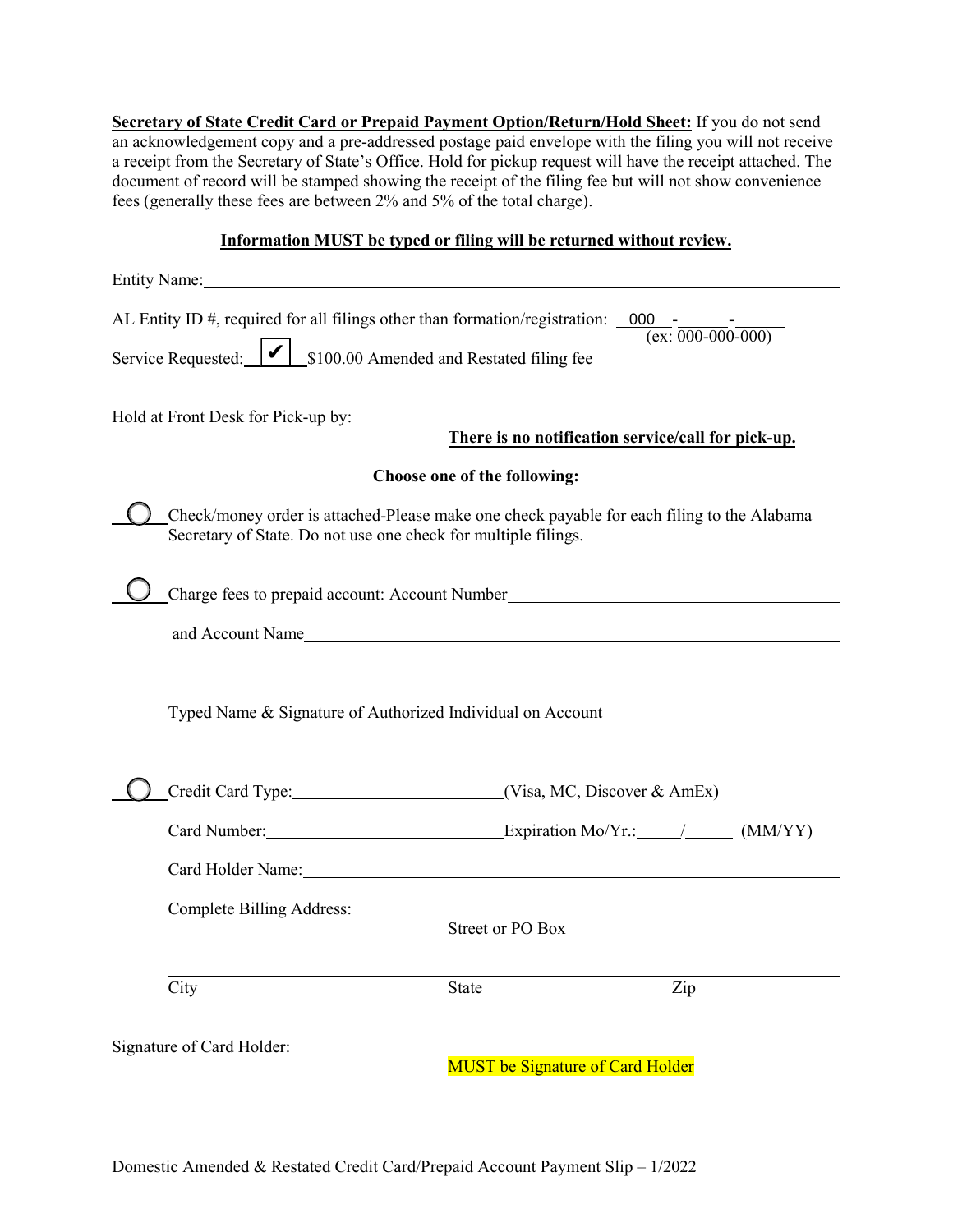**Secretary of State Credit Card or Prepaid Payment Option/Return/Hold Sheet:** If you do not send an acknowledgement copy and a pre-addressed postage paid envelope with the filing you will not receive a receipt from the Secretary of State's Office. Hold for pickup request will have the receipt attached. The document of record will be stamped showing the receipt of the filing fee but will not show convenience fees (generally these fees are between 2% and 5% of the total charge).

**Information MUST be typed or filing will be returned without review.**

Entity Name: \_\_\_\_\_\_\_\_\_\_\_\_\_\_\_\_\_\_\_\_\_\_\_\_\_\_\_\_\_\_\_\_\_\_\_\_\_\_\_\_

AL Entity ID #, required for all filings other than formation/registration: 000 - \_\_\_\_\_ - \_\_\_\_\_ (ex: 000-000-000)

Service Requested: ☑ $100.00 Amended and Restated filing fee

Hold at Front Desk for Pick-up by: \_\_\_\_\_\_\_\_\_\_\_\_\_\_\_\_\_\_\_\_\_\_\_\_\_\_\_\_\_\_\_\_\_\_\_\_\_\_\_\_

**There is no notification service/call for pick-up.**

**Choose one of the following:**

◯ Check/money order is attached-Please make one check payable for each filing to the Alabama Secretary of State. Do not use one check for multiple filings.

◯ Charge fees to prepaid account: Account Number \_\_\_\_\_\_\_\_\_\_\_\_\_\_\_\_\_\_\_\_\_\_\_\_\_\_\_\_\_\_\_\_\_\_\_\_\_\_\_\_

and Account Name \_\_\_\_\_\_\_\_\_\_\_\_\_\_\_\_\_\_\_\_\_\_\_\_\_\_\_\_\_\_\_\_\_\_\_\_\_\_\_\_

\_\_\_\_\_\_\_\_\_\_\_\_\_\_\_\_\_\_\_\_\_\_\_\_\_\_\_\_\_\_\_\_\_\_\_\_\_\_\_\_
Typed Name & Signature of Authorized Individual on Account

◯ Credit Card Type: \_\_\_\_\_\_\_\_\_\_\_\_\_\_\_\_\_\_\_\_ (Visa, MC, Discover & AmEx)

Card Number: \_\_\_\_\_\_\_\_\_\_\_\_\_\_\_\_\_\_\_\_ Expiration Mo/Yr.: \_\_\_\_\_/\_\_\_\_\_ (MM/YY)

Card Holder Name: \_\_\_\_\_\_\_\_\_\_\_\_\_\_\_\_\_\_\_\_\_\_\_\_\_\_\_\_\_\_\_\_\_\_\_\_\_\_\_\_

Complete Billing Address: \_\_\_\_\_\_\_\_\_\_\_\_\_\_\_\_\_\_\_\_\_\_\_\_\_\_\_\_\_\_\_\_\_\_\_\_\_\_\_\_
Street or PO Box

\_\_\_\_\_\_\_\_\_\_\_\_\_\_\_\_\_\_\_\_\_\_\_\_\_\_\_\_\_\_\_\_\_\_\_\_\_\_\_\_
City State Zip

Signature of Card Holder: \_\_\_\_\_\_\_\_\_\_\_\_\_\_\_\_\_\_\_\_\_\_\_\_\_\_\_\_\_\_\_\_\_\_\_\_\_\_\_\_
MUST be Signature of Card Holder

Domestic Amended & Restated Credit Card/Prepaid Account Payment Slip – 1/2022